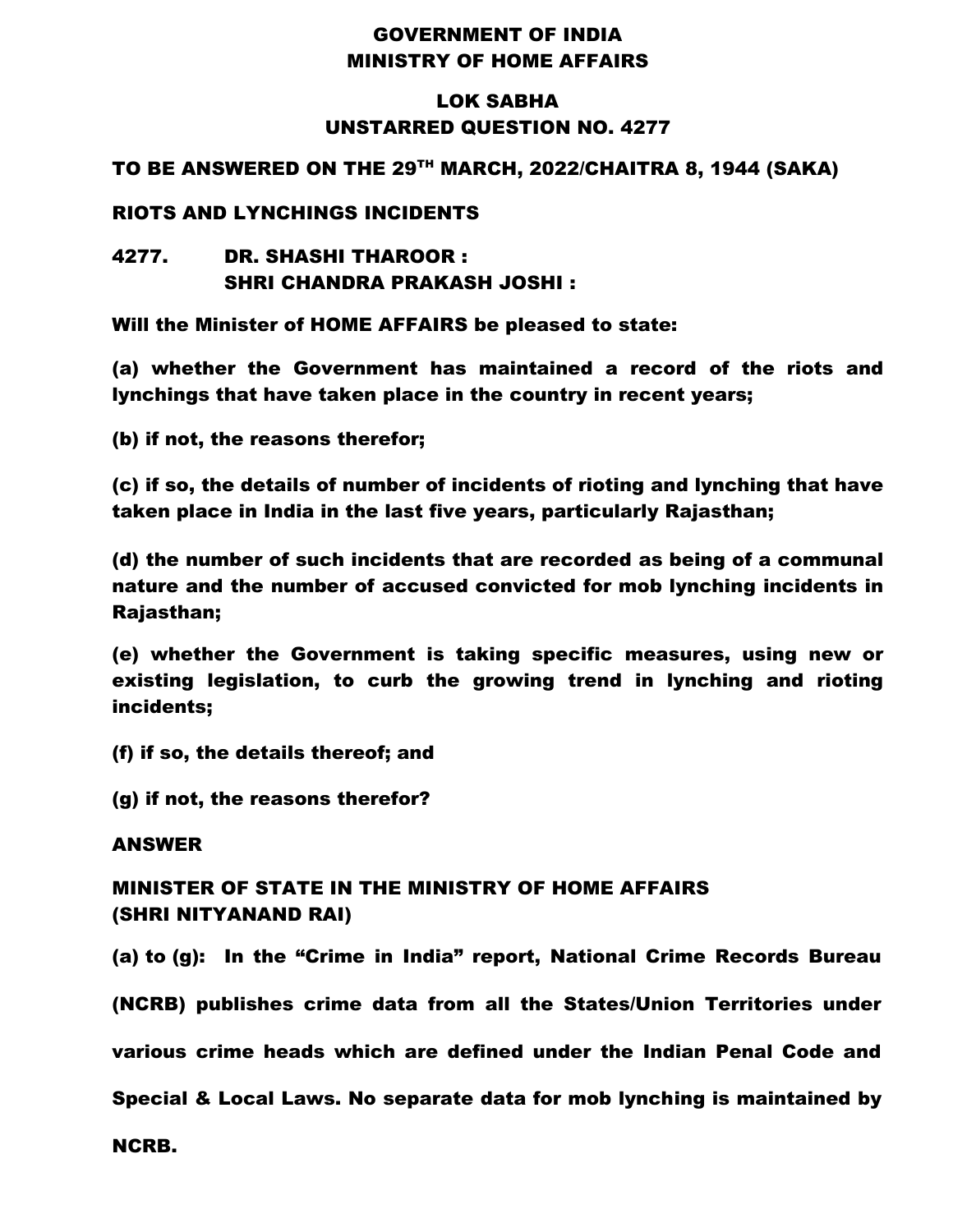# GOVERNMENT OF INDIA
# MINISTRY OF HOME AFFAIRS

## LOK SABHA
## UNSTARRED QUESTION NO. 4277

**TO BE ANSWERED ON THE 29TH MARCH, 2022/CHAITRA 8, 1944 (SAKA)**

**RIOTS AND LYNCHINGS INCIDENTS**

**4277. DR. SHASHI THAROOR :**
**SHRI CHANDRA PRAKASH JOSHI :**

**Will the Minister of HOME AFFAIRS be pleased to state:**

**(a) whether the Government has maintained a record of the riots and lynchings that have taken place in the country in recent years;**

**(b) if not, the reasons therefor;**

**(c) if so, the details of number of incidents of rioting and lynching that have taken place in India in the last five years, particularly Rajasthan;**

**(d) the number of such incidents that are recorded as being of a communal nature and the number of accused convicted for mob lynching incidents in Rajasthan;**

**(e) whether the Government is taking specific measures, using new or existing legislation, to curb the growing trend in lynching and rioting incidents;**

**(f) if so, the details thereof; and**

**(g) if not, the reasons therefor?**

**ANSWER**

**MINISTER OF STATE IN THE MINISTRY OF HOME AFFAIRS**
**(SHRI NITYANAND RAI)**

**(a) to (g): In the "Crime in India" report, National Crime Records Bureau (NCRB) publishes crime data from all the States/Union Territories under various crime heads which are defined under the Indian Penal Code and Special & Local Laws. No separate data for mob lynching is maintained by NCRB.**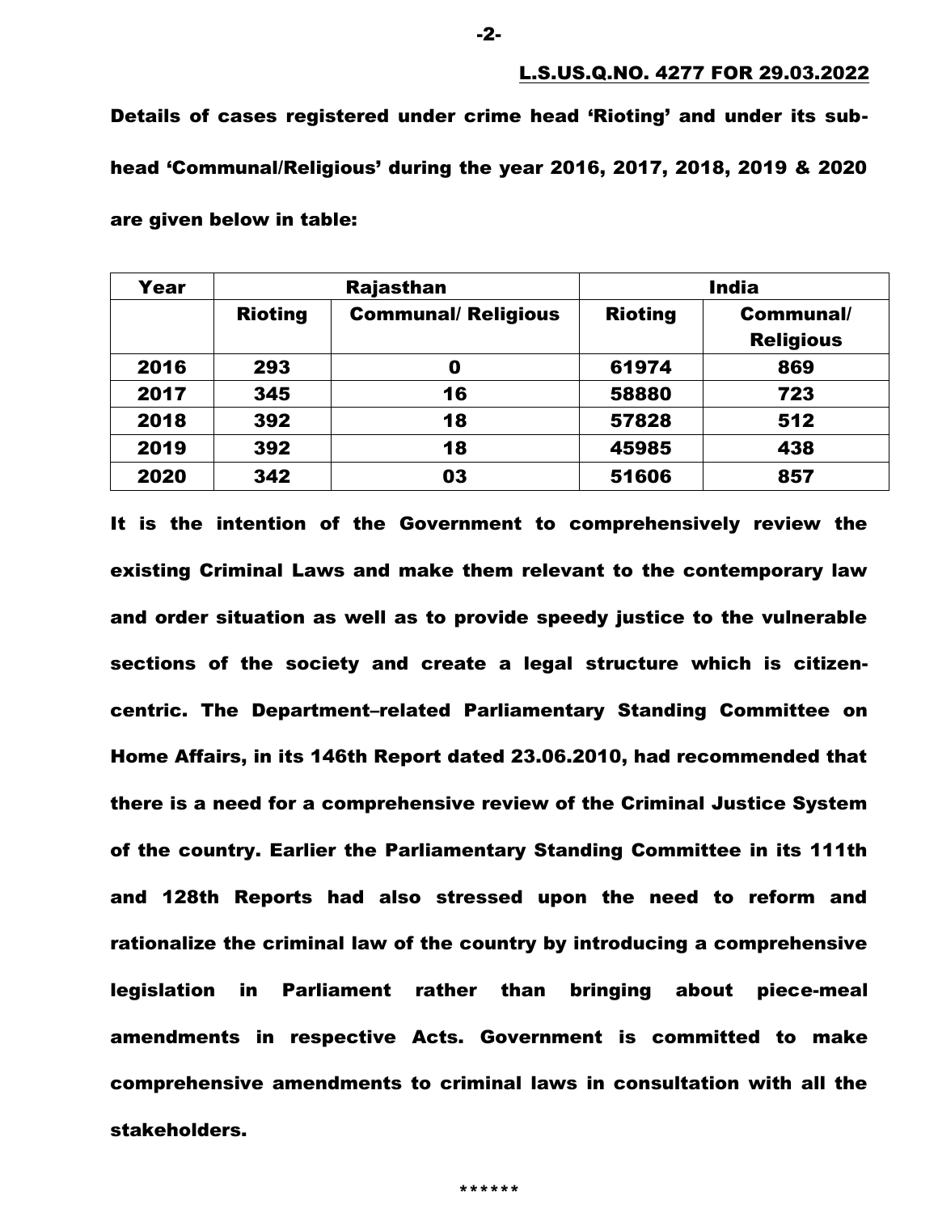**L.S.US.Q.NO. 4277 FOR 29.03.2022**

**Details of cases registered under crime head 'Rioting' and under its sub-head 'Communal/Religious' during the year 2016, 2017, 2018, 2019 & 2020 are given below in table:**

| Year | Rajasthan | | India | |
|---|---|---|---|---|
| | Rioting | Communal/ Religious | Rioting | Communal/ Religious |
| 2016 | 293 | 0 | 61974 | 869 |
| 2017 | 345 | 16 | 58880 | 723 |
| 2018 | 392 | 18 | 57828 | 512 |
| 2019 | 392 | 18 | 45985 | 438 |
| 2020 | 342 | 03 | 51606 | 857 |

**It is the intention of the Government to comprehensively review the existing Criminal Laws and make them relevant to the contemporary law and order situation as well as to provide speedy justice to the vulnerable sections of the society and create a legal structure which is citizen-centric. The Department–related Parliamentary Standing Committee on Home Affairs, in its 146th Report dated 23.06.2010, had recommended that there is a need for a comprehensive review of the Criminal Justice System of the country. Earlier the Parliamentary Standing Committee in its 111th and 128th Reports had also stressed upon the need to reform and rationalize the criminal law of the country by introducing a comprehensive legislation in Parliament rather than bringing about piece-meal amendments in respective Acts. Government is committed to make comprehensive amendments to criminal laws in consultation with all the stakeholders.**

******